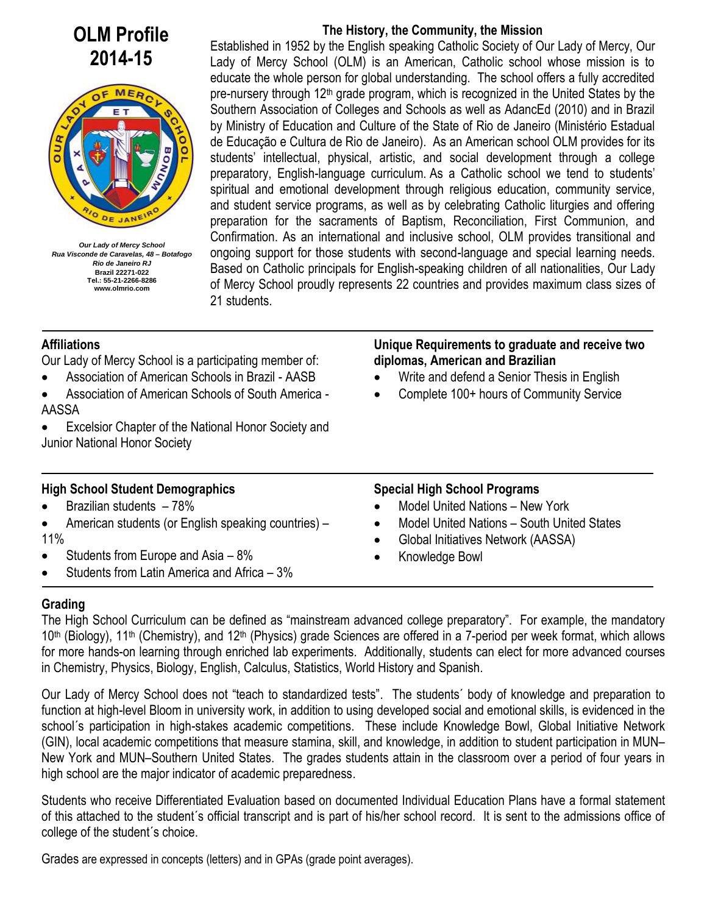# OLM Profile 2014-15

*Our Lady of Mercy School*
*Rua Visconde de Caravelas, 48 – Botafogo*
*Rio de Janeiro RJ*
**Brazil 22271-022**
**Tel.: 55-21-2266-8286**
**www.olmrio.com**

## The History, the Community, the Mission

Established in 1952 by the English speaking Catholic Society of Our Lady of Mercy, Our Lady of Mercy School (OLM) is an American, Catholic school whose mission is to educate the whole person for global understanding. The school offers a fully accredited pre-nursery through 12th grade program, which is recognized in the United States by the Southern Association of Colleges and Schools as well as AdancEd (2010) and in Brazil by Ministry of Education and Culture of the State of Rio de Janeiro (Ministério Estadual de Educação e Cultura de Rio de Janeiro). As an American school OLM provides for its students' intellectual, physical, artistic, and social development through a college preparatory, English-language curriculum. As a Catholic school we tend to students' spiritual and emotional development through religious education, community service, and student service programs, as well as by celebrating Catholic liturgies and offering preparation for the sacraments of Baptism, Reconciliation, First Communion, and Confirmation. As an international and inclusive school, OLM provides transitional and ongoing support for those students with second-language and special learning needs. Based on Catholic principals for English-speaking children of all nationalities, Our Lady of Mercy School proudly represents 22 countries and provides maximum class sizes of 21 students.

## Affiliations

Our Lady of Mercy School is a participating member of:

- Association of American Schools in Brazil - AASB
- Association of American Schools of South America - AASSA
- Excelsior Chapter of the National Honor Society and Junior National Honor Society

## Unique Requirements to graduate and receive two diplomas, American and Brazilian

- Write and defend a Senior Thesis in English
- Complete 100+ hours of Community Service

## High School Student Demographics

- Brazilian students – 78%
- American students (or English speaking countries) – 11%
- Students from Europe and Asia – 8%
- Students from Latin America and Africa – 3%

## Special High School Programs

- Model United Nations – New York
- Model United Nations – South United States
- Global Initiatives Network (AASSA)
- Knowledge Bowl

## Grading

The High School Curriculum can be defined as "mainstream advanced college preparatory". For example, the mandatory 10th (Biology), 11th (Chemistry), and 12th (Physics) grade Sciences are offered in a 7-period per week format, which allows for more hands-on learning through enriched lab experiments. Additionally, students can elect for more advanced courses in Chemistry, Physics, Biology, English, Calculus, Statistics, World History and Spanish.

Our Lady of Mercy School does not "teach to standardized tests". The students´ body of knowledge and preparation to function at high-level Bloom in university work, in addition to using developed social and emotional skills, is evidenced in the school´s participation in high-stakes academic competitions. These include Knowledge Bowl, Global Initiative Network (GIN), local academic competitions that measure stamina, skill, and knowledge, in addition to student participation in MUN–New York and MUN–Southern United States. The grades students attain in the classroom over a period of four years in high school are the major indicator of academic preparedness.

Students who receive Differentiated Evaluation based on documented Individual Education Plans have a formal statement of this attached to the student´s official transcript and is part of his/her school record. It is sent to the admissions office of college of the student´s choice.

Grades are expressed in concepts (letters) and in GPAs (grade point averages).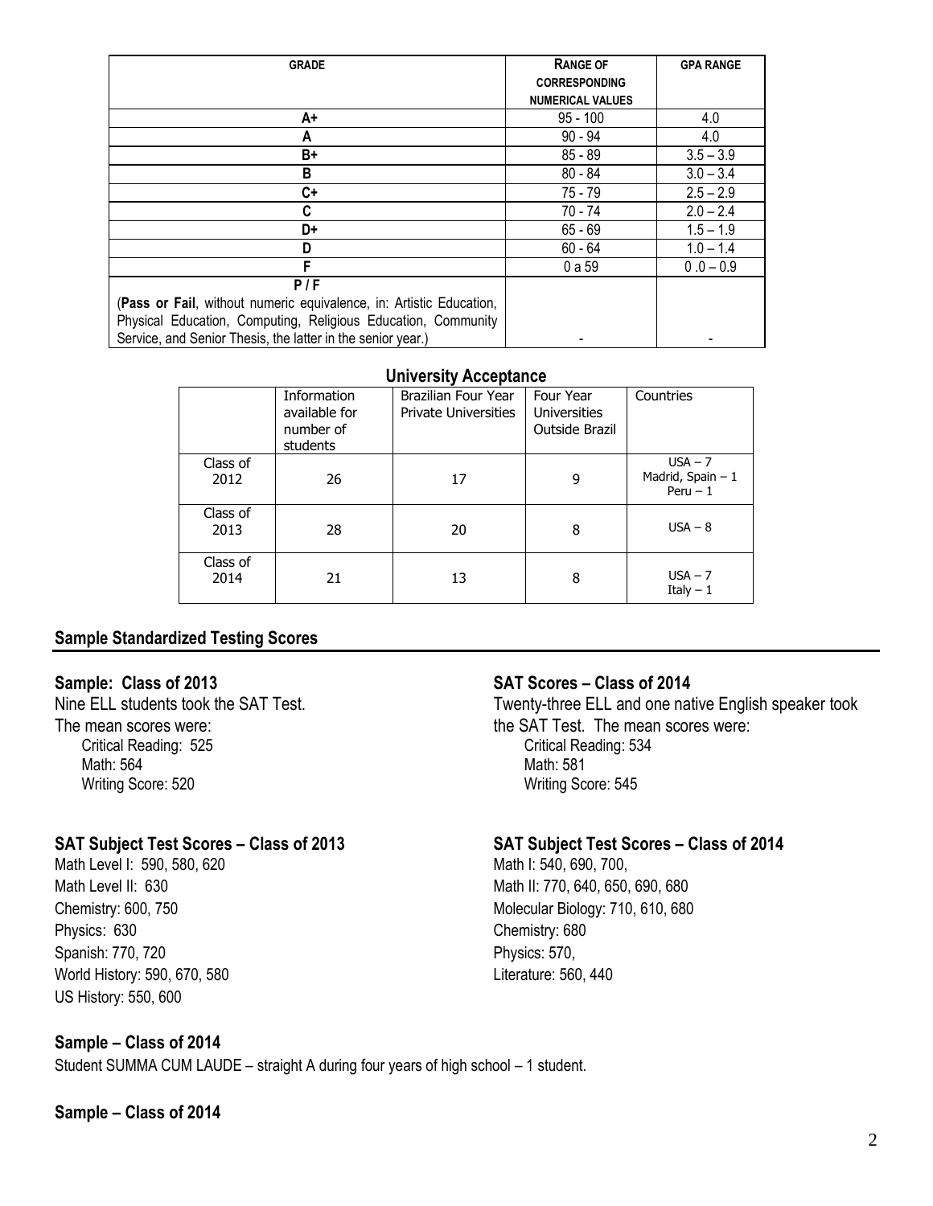| GRADE | RANGE OF CORRESPONDING NUMERICAL VALUES | GPA RANGE |
|---|---|---|
| A+ | 95 - 100 | 4.0 |
| A | 90 - 94 | 4.0 |
| B+ | 85 - 89 | 3.5 – 3.9 |
| B | 80 - 84 | 3.0 – 3.4 |
| C+ | 75 - 79 | 2.5 – 2.9 |
| C | 70 - 74 | 2.0 – 2.4 |
| D+ | 65 - 69 | 1.5 – 1.9 |
| D | 60 - 64 | 1.0 – 1.4 |
| F | 0 a 59 | 0 .0 – 0.9 |
| P / F (**Pass or Fail**, without numeric equivalence, in: Artistic Education, Physical Education, Computing, Religious Education, Community Service, and Senior Thesis, the latter in the senior year.) | - | - |

**University Acceptance**

| | Information available for number of students | Brazilian Four Year Private Universities | Four Year Universities Outside Brazil | Countries |
|---|---|---|---|---|
| Class of 2012 | 26 | 17 | 9 | USA – 7<br>Madrid, Spain – 1<br>Peru – 1 |
| Class of 2013 | 28 | 20 | 8 | USA – 8 |
| Class of 2014 | 21 | 13 | 8 | USA – 7<br>Italy – 1 |

## Sample Standardized Testing Scores

### Sample: Class of 2013

Nine ELL students took the SAT Test.
The mean scores were:

- Critical Reading: 525
- Math: 564
- Writing Score: 520

### SAT Subject Test Scores – Class of 2013

Math Level I: 590, 580, 620
Math Level II: 630
Chemistry: 600, 750
Physics: 630
Spanish: 770, 720
World History: 590, 670, 580
US History: 550, 600

### SAT Scores – Class of 2014

Twenty-three ELL and one native English speaker took the SAT Test. The mean scores were:

- Critical Reading: 534
- Math: 581
- Writing Score: 545

### SAT Subject Test Scores – Class of 2014

Math I: 540, 690, 700,
Math II: 770, 640, 650, 690, 680
Molecular Biology: 710, 610, 680
Chemistry: 680
Physics: 570,
Literature: 560, 440

### Sample – Class of 2014

Student SUMMA CUM LAUDE – straight A during four years of high school – 1 student.

### Sample – Class of 2014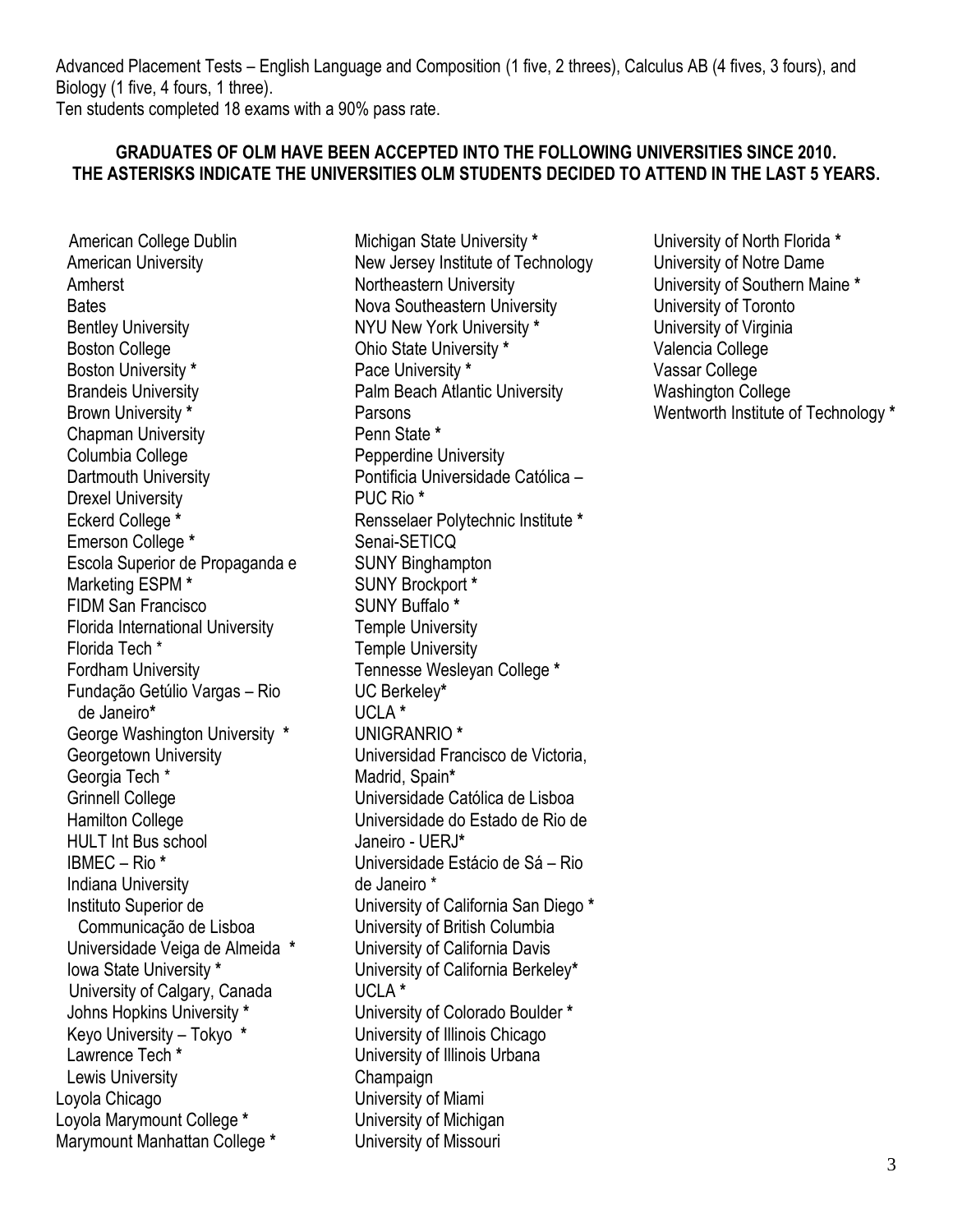Advanced Placement Tests – English Language and Composition (1 five, 2 threes), Calculus AB (4 fives, 3 fours), and Biology (1 five, 4 fours, 1 three).
Ten students completed 18 exams with a 90% pass rate.

**GRADUATES OF OLM HAVE BEEN ACCEPTED INTO THE FOLLOWING UNIVERSITIES SINCE 2010.**
**THE ASTERISKS INDICATE THE UNIVERSITIES OLM STUDENTS DECIDED TO ATTEND IN THE LAST 5 YEARS.**

American College Dublin
American University
Amherst
Bates
Bentley University
Boston College
Boston University *
Brandeis University
Brown University *
Chapman University
Columbia College
Dartmouth University
Drexel University
Eckerd College *
Emerson College *
Escola Superior de Propaganda e Marketing ESPM *
FIDM San Francisco
Florida International University
Florida Tech *
Fordham University
Fundação Getúlio Vargas – Rio de Janeiro*
George Washington University *
Georgetown University
Georgia Tech *
Grinnell College
Hamilton College
HULT Int Bus school
IBMEC – Rio *
Indiana University
Instituto Superior de Communicação de Lisboa
Universidade Veiga de Almeida *
Iowa State University *
University of Calgary, Canada
Johns Hopkins University *
Keyo University – Tokyo *
Lawrence Tech *
Lewis University
Loyola Chicago
Loyola Marymount College *
Marymount Manhattan College *
Michigan State University *
New Jersey Institute of Technology
Northeastern University
Nova Southeastern University
NYU New York University *
Ohio State University *
Pace University *
Palm Beach Atlantic University
Parsons
Penn State *
Pepperdine University
Pontificia Universidade Católica – PUC Rio *
Rensselaer Polytechnic Institute *
Senai-SETICQ
SUNY Binghampton
SUNY Brockport *
SUNY Buffalo *
Temple University
Temple University
Tennesse Wesleyan College *
UC Berkeley*
UCLA *
UNIGRANRIO *
Universidad Francisco de Victoria, Madrid, Spain*
Universidade Católica de Lisboa
Universidade do Estado de Rio de Janeiro - UERJ*
Universidade Estácio de Sá – Rio de Janeiro *
University of California San Diego *
University of British Columbia
University of California Davis
University of California Berkeley*
UCLA *
University of Colorado Boulder *
University of Illinois Chicago
University of Illinois Urbana Champaign
University of Miami
University of Michigan
University of Missouri
University of North Florida *
University of Notre Dame
University of Southern Maine *
University of Toronto
University of Virginia
Valencia College
Vassar College
Washington College
Wentworth Institute of Technology *